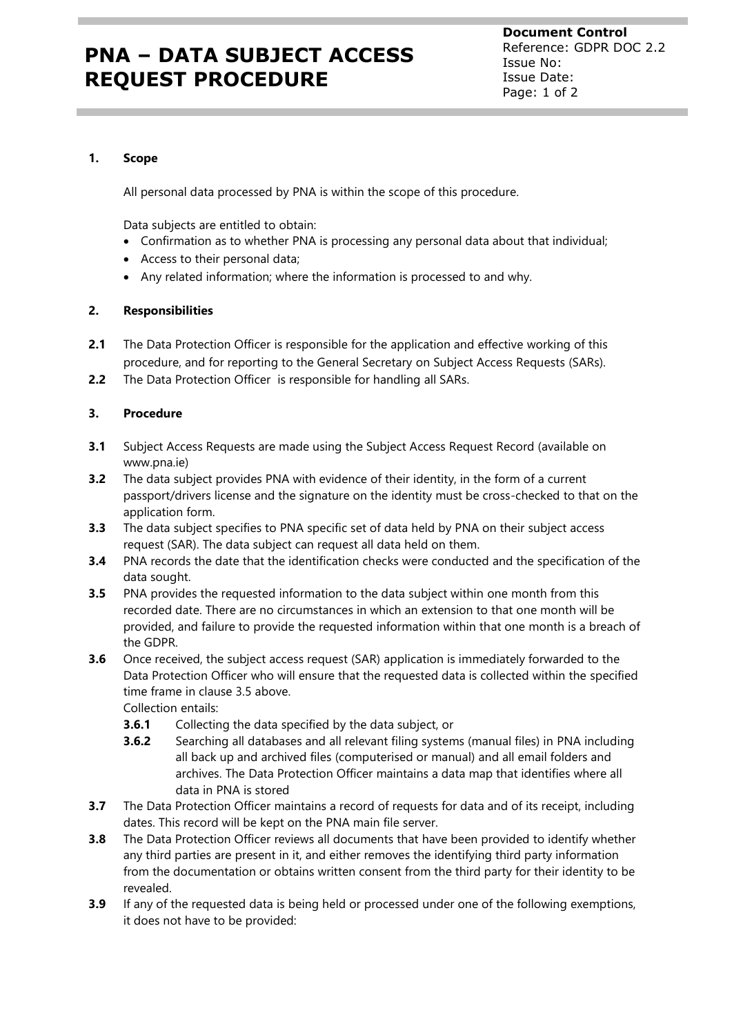# PNA – DATA SUBJECT ACCESS REQUEST PROCEDURE

**Document Control**
Reference: GDPR DOC 2.2
Issue No:
Issue Date:

**1. Scope**

All personal data processed by PNA is within the scope of this procedure.

Data subjects are entitled to obtain:

- Confirmation as to whether PNA is processing any personal data about that individual;
- Access to their personal data;
- Any related information; where the information is processed to and why.

**2. Responsibilities**

**2.1** The Data Protection Officer is responsible for the application and effective working of this procedure, and for reporting to the General Secretary on Subject Access Requests (SARs).

**2.2** The Data Protection Officer is responsible for handling all SARs.

**3. Procedure**

**3.1** Subject Access Requests are made using the Subject Access Request Record (available on www.pna.ie)

**3.2** The data subject provides PNA with evidence of their identity, in the form of a current passport/drivers license and the signature on the identity must be cross-checked to that on the application form.

**3.3** The data subject specifies to PNA specific set of data held by PNA on their subject access request (SAR). The data subject can request all data held on them.

**3.4** PNA records the date that the identification checks were conducted and the specification of the data sought.

**3.5** PNA provides the requested information to the data subject within one month from this recorded date. There are no circumstances in which an extension to that one month will be provided, and failure to provide the requested information within that one month is a breach of the GDPR.

**3.6** Once received, the subject access request (SAR) application is immediately forwarded to the Data Protection Officer who will ensure that the requested data is collected within the specified time frame in clause 3.5 above.
Collection entails:

- **3.6.1** Collecting the data specified by the data subject, or
- **3.6.2** Searching all databases and all relevant filing systems (manual files) in PNA including all back up and archived files (computerised or manual) and all email folders and archives. The Data Protection Officer maintains a data map that identifies where all data in PNA is stored

**3.7** The Data Protection Officer maintains a record of requests for data and of its receipt, including dates. This record will be kept on the PNA main file server.

**3.8** The Data Protection Officer reviews all documents that have been provided to identify whether any third parties are present in it, and either removes the identifying third party information from the documentation or obtains written consent from the third party for their identity to be revealed.

**3.9** If any of the requested data is being held or processed under one of the following exemptions, it does not have to be provided: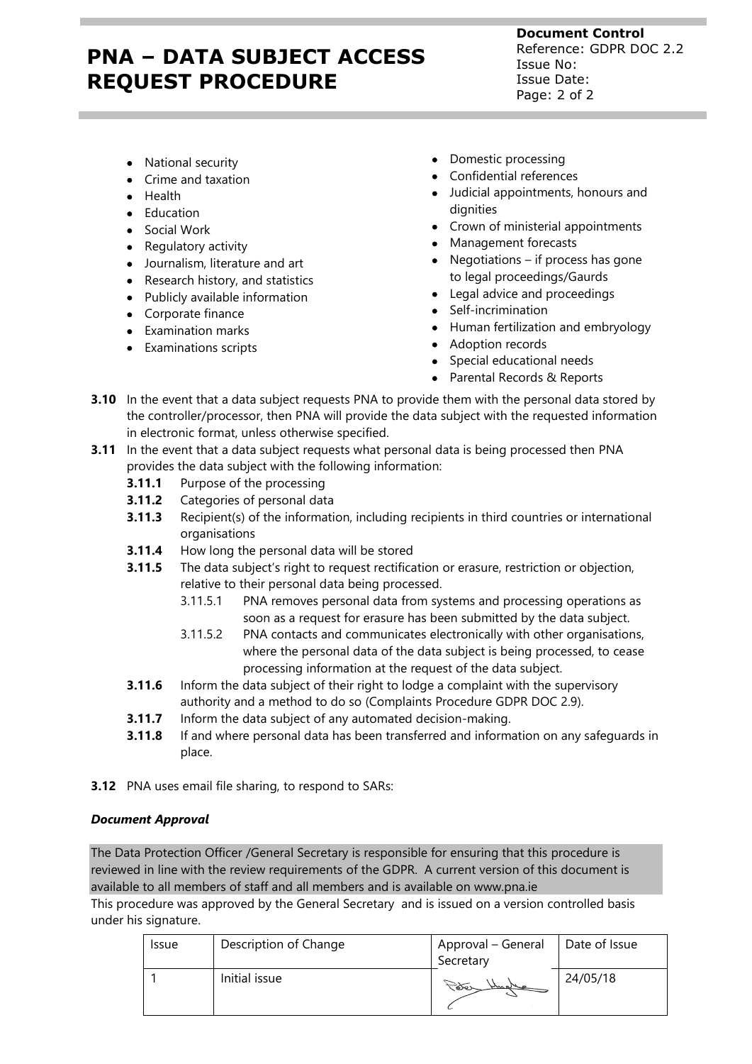- National security
- Crime and taxation
- Health
- Education
- Social Work
- Regulatory activity
- Journalism, literature and art
- Research history, and statistics
- Publicly available information
- Corporate finance
- Examination marks
- Examinations scripts
- Domestic processing
- Confidential references
- Judicial appointments, honours and dignities
- Crown of ministerial appointments
- Management forecasts
- Negotiations – if process has gone to legal proceedings/Gaurds
- Legal advice and proceedings
- Self-incrimination
- Human fertilization and embryology
- Adoption records
- Special educational needs
- Parental Records & Reports

**3.10** In the event that a data subject requests PNA to provide them with the personal data stored by the controller/processor, then PNA will provide the data subject with the requested information in electronic format, unless otherwise specified.

**3.11** In the event that a data subject requests what personal data is being processed then PNA provides the data subject with the following information:

- **3.11.1** Purpose of the processing
- **3.11.2** Categories of personal data
- **3.11.3** Recipient(s) of the information, including recipients in third countries or international organisations
- **3.11.4** How long the personal data will be stored
- **3.11.5** The data subject's right to request rectification or erasure, restriction or objection, relative to their personal data being processed.
  - 3.11.5.1 PNA removes personal data from systems and processing operations as soon as a request for erasure has been submitted by the data subject.
  - 3.11.5.2 PNA contacts and communicates electronically with other organisations, where the personal data of the data subject is being processed, to cease processing information at the request of the data subject.
- **3.11.6** Inform the data subject of their right to lodge a complaint with the supervisory authority and a method to do so (Complaints Procedure GDPR DOC 2.9).
- **3.11.7** Inform the data subject of any automated decision-making.
- **3.11.8** If and where personal data has been transferred and information on any safeguards in place.

**3.12** PNA uses email file sharing, to respond to SARs:

***Document Approval***

The Data Protection Officer /General Secretary is responsible for ensuring that this procedure is reviewed in line with the review requirements of the GDPR. A current version of this document is available to all members of staff and all members and is available on www.pna.ie

This procedure was approved by the General Secretary and is issued on a version controlled basis under his signature.

| Issue | Description of Change | Approval – General Secretary | Date of Issue |
|---|---|---|---|
| 1 | Initial issue | Peter Hughes | 24/05/18 |